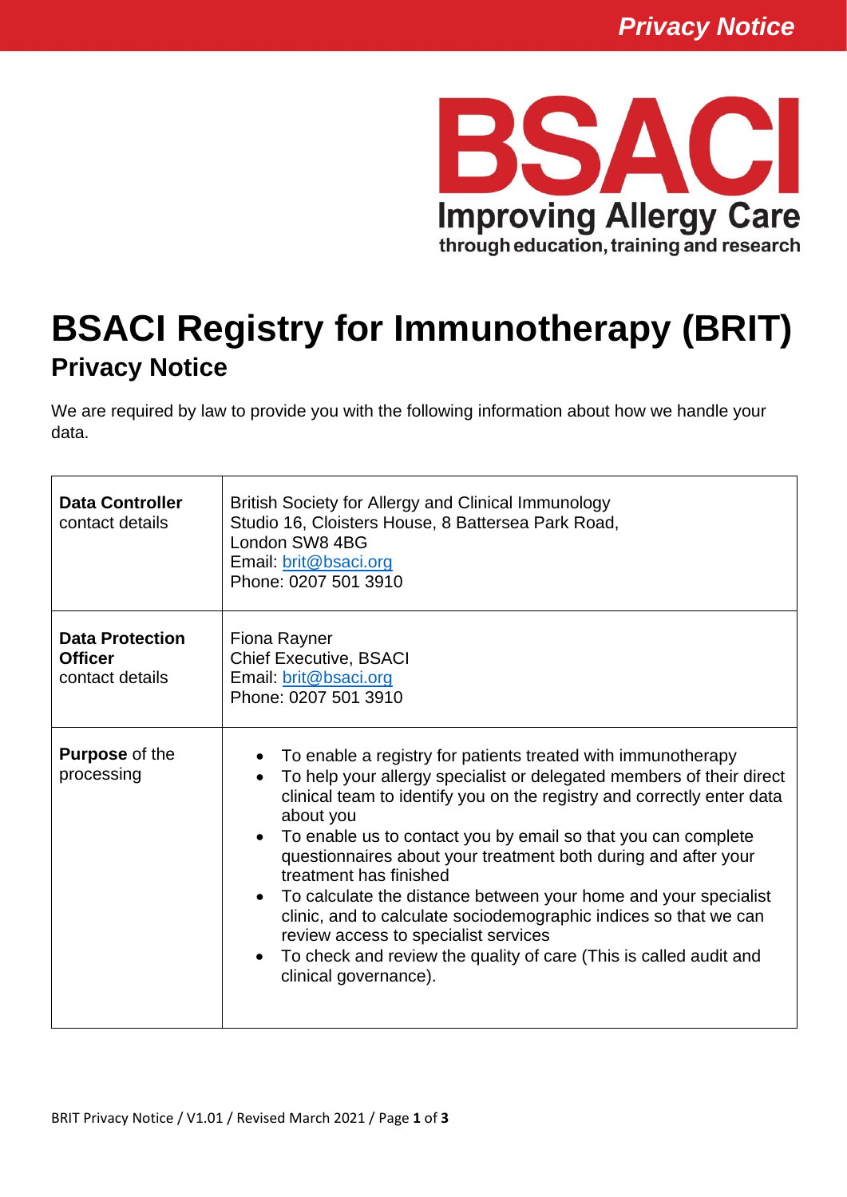# BSACI Registry for Immunotherapy (BRIT)

## Privacy Notice

We are required by law to provide you with the following information about how we handle your data.

| | |
|---|---|
| **Data Controller** contact details | British Society for Allergy and Clinical Immunology<br>Studio 16, Cloisters House, 8 Battersea Park Road,<br>London SW8 4BG<br>Email: brit@bsaci.org<br>Phone: 0207 501 3910 |
| **Data Protection Officer** contact details | Fiona Rayner<br>Chief Executive, BSACI<br>Email: brit@bsaci.org<br>Phone: 0207 501 3910 |
| **Purpose** of the processing | • To enable a registry for patients treated with immunotherapy<br>• To help your allergy specialist or delegated members of their direct clinical team to identify you on the registry and correctly enter data about you<br>• To enable us to contact you by email so that you can complete questionnaires about your treatment both during and after your treatment has finished<br>• To calculate the distance between your home and your specialist clinic, and to calculate sociodemographic indices so that we can review access to specialist services<br>• To check and review the quality of care (This is called audit and clinical governance). |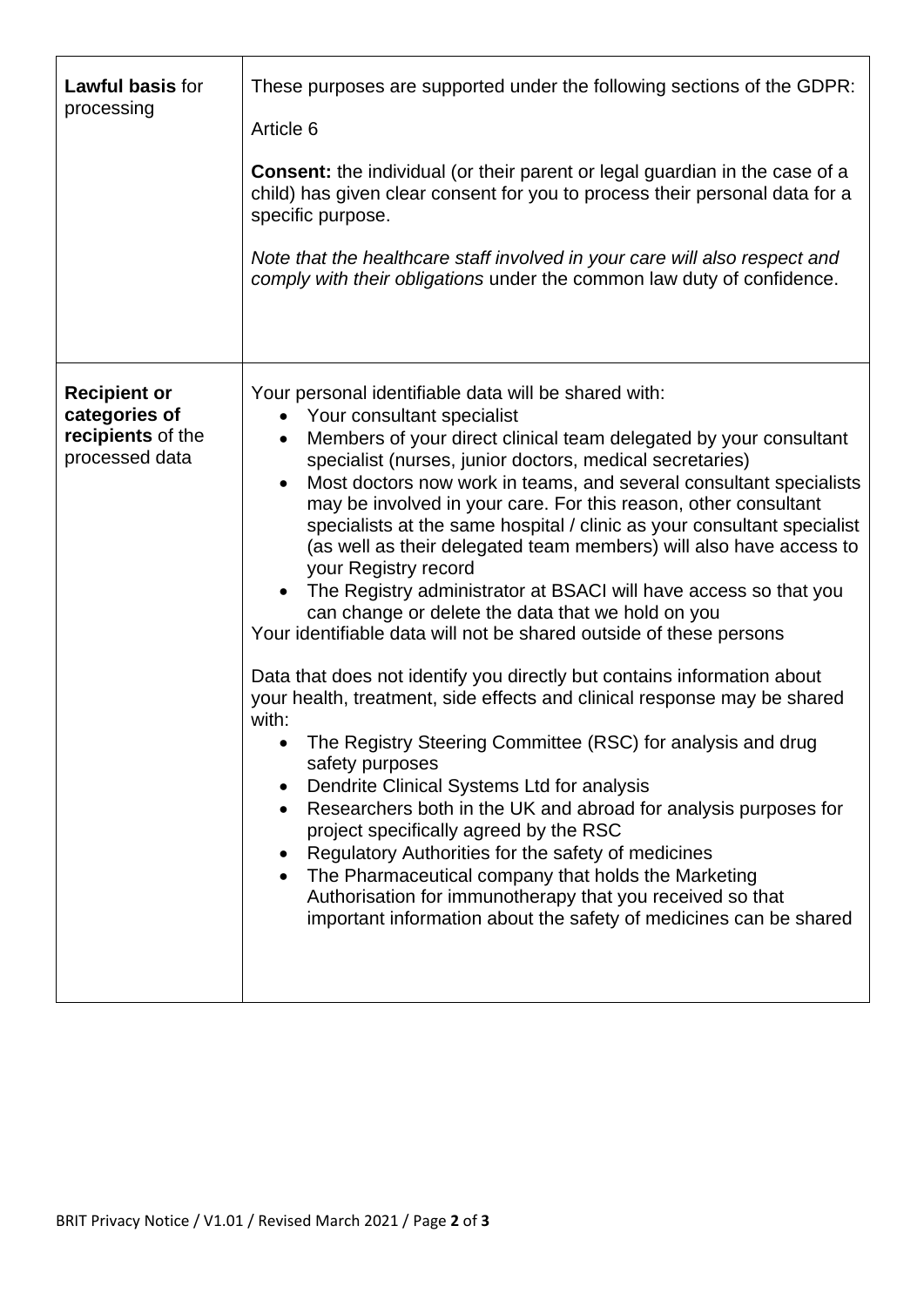| | |
|---|---|
| **Lawful basis** for processing | These purposes are supported under the following sections of the GDPR:<br><br>Article 6<br><br>**Consent:** the individual (or their parent or legal guardian in the case of a child) has given clear consent for you to process their personal data for a specific purpose.<br><br>*Note that the healthcare staff involved in your care will also respect and comply with their obligations* under the common law duty of confidence. |
| **Recipient or categories of recipients** of the processed data | Your personal identifiable data will be shared with:<br>• Your consultant specialist<br>• Members of your direct clinical team delegated by your consultant specialist (nurses, junior doctors, medical secretaries)<br>• Most doctors now work in teams, and several consultant specialists may be involved in your care. For this reason, other consultant specialists at the same hospital / clinic as your consultant specialist (as well as their delegated team members) will also have access to your Registry record<br>• The Registry administrator at BSACI will have access so that you can change or delete the data that we hold on you<br>Your identifiable data will not be shared outside of these persons<br><br>Data that does not identify you directly but contains information about your health, treatment, side effects and clinical response may be shared with:<br>• The Registry Steering Committee (RSC) for analysis and drug safety purposes<br>• Dendrite Clinical Systems Ltd for analysis<br>• Researchers both in the UK and abroad for analysis purposes for project specifically agreed by the RSC<br>• Regulatory Authorities for the safety of medicines<br>• The Pharmaceutical company that holds the Marketing Authorisation for immunotherapy that you received so that important information about the safety of medicines can be shared |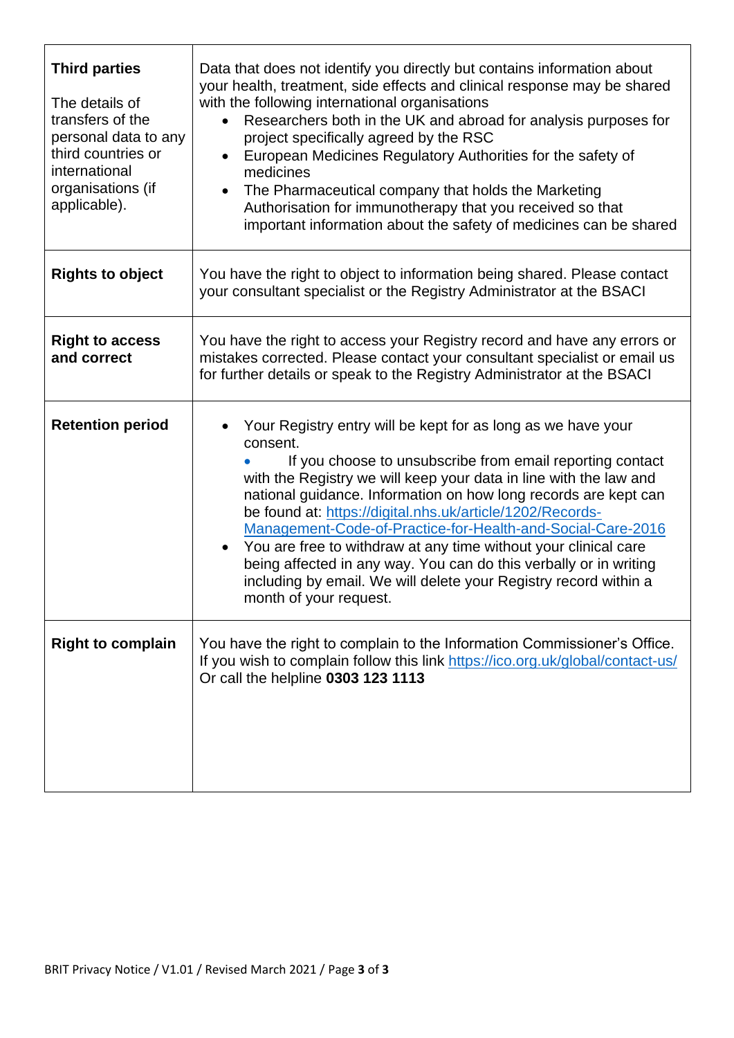| | |
|---|---|
| **Third parties**<br><br>The details of transfers of the personal data to any third countries or international organisations (if applicable). | Data that does not identify you directly but contains information about your health, treatment, side effects and clinical response may be shared with the following international organisations<br>• Researchers both in the UK and abroad for analysis purposes for project specifically agreed by the RSC<br>• European Medicines Regulatory Authorities for the safety of medicines<br>• The Pharmaceutical company that holds the Marketing Authorisation for immunotherapy that you received so that important information about the safety of medicines can be shared |
| **Rights to object** | You have the right to object to information being shared. Please contact your consultant specialist or the Registry Administrator at the BSACI |
| **Right to access and correct** | You have the right to access your Registry record and have any errors or mistakes corrected. Please contact your consultant specialist or email us for further details or speak to the Registry Administrator at the BSACI |
| **Retention period** | • Your Registry entry will be kept for as long as we have your consent.<br>• If you choose to unsubscribe from email reporting contact with the Registry we will keep your data in line with the law and national guidance. Information on how long records are kept can be found at: [https://digital.nhs.uk/article/1202/Records-Management-Code-of-Practice-for-Health-and-Social-Care-2016](https://digital.nhs.uk/article/1202/Records-Management-Code-of-Practice-for-Health-and-Social-Care-2016)<br>• You are free to withdraw at any time without your clinical care being affected in any way. You can do this verbally or in writing including by email. We will delete your Registry record within a month of your request. |
| **Right to complain** | You have the right to complain to the Information Commissioner's Office. If you wish to complain follow this link [https://ico.org.uk/global/contact-us/](https://ico.org.uk/global/contact-us/) Or call the helpline **0303 123 1113** |